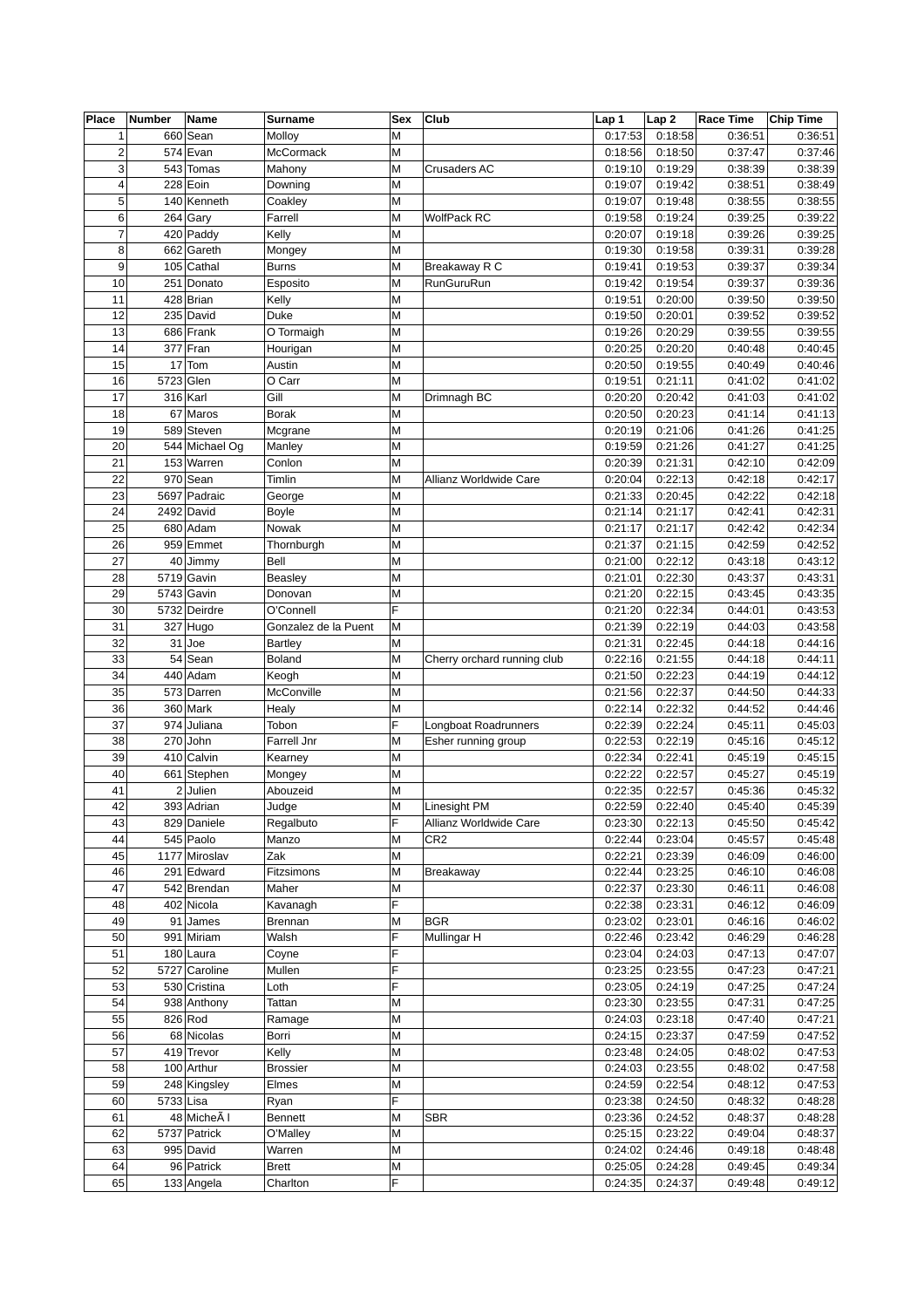| Place | Number | Name | Surname | Sex | Club | Lap 1 | Lap 2 | Race Time | Chip Time |
|---|---|---|---|---|---|---|---|---|---|
| 1 | 660 | Sean | Molloy | M | | 0:17:53 | 0:18:58 | 0:36:51 | 0:36:51 |
| 2 | 574 | Evan | McCormack | M | | 0:18:56 | 0:18:50 | 0:37:47 | 0:37:46 |
| 3 | 543 | Tomas | Mahony | M | Crusaders AC | 0:19:10 | 0:19:29 | 0:38:39 | 0:38:39 |
| 4 | 228 | Eoin | Downing | M | | 0:19:07 | 0:19:42 | 0:38:51 | 0:38:49 |
| 5 | 140 | Kenneth | Coakley | M | | 0:19:07 | 0:19:48 | 0:38:55 | 0:38:55 |
| 6 | 264 | Gary | Farrell | M | WolfPack RC | 0:19:58 | 0:19:24 | 0:39:25 | 0:39:22 |
| 7 | 420 | Paddy | Kelly | M | | 0:20:07 | 0:19:18 | 0:39:26 | 0:39:25 |
| 8 | 662 | Gareth | Mongey | M | | 0:19:30 | 0:19:58 | 0:39:31 | 0:39:28 |
| 9 | 105 | Cathal | Burns | M | Breakaway R C | 0:19:41 | 0:19:53 | 0:39:37 | 0:39:34 |
| 10 | 251 | Donato | Esposito | M | RunGuruRun | 0:19:42 | 0:19:54 | 0:39:37 | 0:39:36 |
| 11 | 428 | Brian | Kelly | M | | 0:19:51 | 0:20:00 | 0:39:50 | 0:39:50 |
| 12 | 235 | David | Duke | M | | 0:19:50 | 0:20:01 | 0:39:52 | 0:39:52 |
| 13 | 686 | Frank | O Tormaigh | M | | 0:19:26 | 0:20:29 | 0:39:55 | 0:39:55 |
| 14 | 377 | Fran | Hourigan | M | | 0:20:25 | 0:20:20 | 0:40:48 | 0:40:45 |
| 15 | 17 | Tom | Austin | M | | 0:20:50 | 0:19:55 | 0:40:49 | 0:40:46 |
| 16 | 5723 | Glen | O Carr | M | | 0:19:51 | 0:21:11 | 0:41:02 | 0:41:02 |
| 17 | 316 | Karl | Gill | M | Drimnagh BC | 0:20:20 | 0:20:42 | 0:41:03 | 0:41:02 |
| 18 | 67 | Maros | Borak | M | | 0:20:50 | 0:20:23 | 0:41:14 | 0:41:13 |
| 19 | 589 | Steven | Mcgrane | M | | 0:20:19 | 0:21:06 | 0:41:26 | 0:41:25 |
| 20 | 544 | Michael Og | Manley | M | | 0:19:59 | 0:21:26 | 0:41:27 | 0:41:25 |
| 21 | 153 | Warren | Conlon | M | | 0:20:39 | 0:21:31 | 0:42:10 | 0:42:09 |
| 22 | 970 | Sean | Timlin | M | Allianz Worldwide Care | 0:20:04 | 0:22:13 | 0:42:18 | 0:42:17 |
| 23 | 5697 | Padraic | George | M | | 0:21:33 | 0:20:45 | 0:42:22 | 0:42:18 |
| 24 | 2492 | David | Boyle | M | | 0:21:14 | 0:21:17 | 0:42:41 | 0:42:31 |
| 25 | 680 | Adam | Nowak | M | | 0:21:17 | 0:21:17 | 0:42:42 | 0:42:34 |
| 26 | 959 | Emmet | Thornburgh | M | | 0:21:37 | 0:21:15 | 0:42:59 | 0:42:52 |
| 27 | 40 | Jimmy | Bell | M | | 0:21:00 | 0:22:12 | 0:43:18 | 0:43:12 |
| 28 | 5719 | Gavin | Beasley | M | | 0:21:01 | 0:22:30 | 0:43:37 | 0:43:31 |
| 29 | 5743 | Gavin | Donovan | M | | 0:21:20 | 0:22:15 | 0:43:45 | 0:43:35 |
| 30 | 5732 | Deirdre | O'Connell | F | | 0:21:20 | 0:22:34 | 0:44:01 | 0:43:53 |
| 31 | 327 | Hugo | Gonzalez de la Puent | M | | 0:21:39 | 0:22:19 | 0:44:03 | 0:43:58 |
| 32 | 31 | Joe | Bartley | M | | 0:21:31 | 0:22:45 | 0:44:18 | 0:44:16 |
| 33 | 54 | Sean | Boland | M | Cherry orchard running club | 0:22:16 | 0:21:55 | 0:44:18 | 0:44:11 |
| 34 | 440 | Adam | Keogh | M | | 0:21:50 | 0:22:23 | 0:44:19 | 0:44:12 |
| 35 | 573 | Darren | McConville | M | | 0:21:56 | 0:22:37 | 0:44:50 | 0:44:33 |
| 36 | 360 | Mark | Healy | M | | 0:22:14 | 0:22:32 | 0:44:52 | 0:44:46 |
| 37 | 974 | Juliana | Tobon | F | Longboat Roadrunners | 0:22:39 | 0:22:24 | 0:45:11 | 0:45:03 |
| 38 | 270 | John | Farrell Jnr | M | Esher running group | 0:22:53 | 0:22:19 | 0:45:16 | 0:45:12 |
| 39 | 410 | Calvin | Kearney | M | | 0:22:34 | 0:22:41 | 0:45:19 | 0:45:15 |
| 40 | 661 | Stephen | Mongey | M | | 0:22:22 | 0:22:57 | 0:45:27 | 0:45:19 |
| 41 | 2 | Julien | Abouzeid | M | | 0:22:35 | 0:22:57 | 0:45:36 | 0:45:32 |
| 42 | 393 | Adrian | Judge | M | Linesight PM | 0:22:59 | 0:22:40 | 0:45:40 | 0:45:39 |
| 43 | 829 | Daniele | Regalbuto | F | Allianz Worldwide Care | 0:23:30 | 0:22:13 | 0:45:50 | 0:45:42 |
| 44 | 545 | Paolo | Manzo | M | CR2 | 0:22:44 | 0:23:04 | 0:45:57 | 0:45:48 |
| 45 | 1177 | Miroslav | Zak | M | | 0:22:21 | 0:23:39 | 0:46:09 | 0:46:00 |
| 46 | 291 | Edward | Fitzsimons | M | Breakaway | 0:22:44 | 0:23:25 | 0:46:10 | 0:46:08 |
| 47 | 542 | Brendan | Maher | M | | 0:22:37 | 0:23:30 | 0:46:11 | 0:46:08 |
| 48 | 402 | Nicola | Kavanagh | F | | 0:22:38 | 0:23:31 | 0:46:12 | 0:46:09 |
| 49 | 91 | James | Brennan | M | BGR | 0:23:02 | 0:23:01 | 0:46:16 | 0:46:02 |
| 50 | 991 | Miriam | Walsh | F | Mullingar H | 0:22:46 | 0:23:42 | 0:46:29 | 0:46:28 |
| 51 | 180 | Laura | Coyne | F | | 0:23:04 | 0:24:03 | 0:47:13 | 0:47:07 |
| 52 | 5727 | Caroline | Mullen | F | | 0:23:25 | 0:23:55 | 0:47:23 | 0:47:21 |
| 53 | 530 | Cristina | Loth | F | | 0:23:05 | 0:24:19 | 0:47:25 | 0:47:24 |
| 54 | 938 | Anthony | Tattan | M | | 0:23:30 | 0:23:55 | 0:47:31 | 0:47:25 |
| 55 | 826 | Rod | Ramage | M | | 0:24:03 | 0:23:18 | 0:47:40 | 0:47:21 |
| 56 | 68 | Nicolas | Borri | M | | 0:24:15 | 0:23:37 | 0:47:59 | 0:47:52 |
| 57 | 419 | Trevor | Kelly | M | | 0:23:48 | 0:24:05 | 0:48:02 | 0:47:53 |
| 58 | 100 | Arthur | Brossier | M | | 0:24:03 | 0:23:55 | 0:48:02 | 0:47:58 |
| 59 | 248 | Kingsley | Elmes | M | | 0:24:59 | 0:22:54 | 0:48:12 | 0:47:53 |
| 60 | 5733 | Lisa | Ryan | F | | 0:23:38 | 0:24:50 | 0:48:32 | 0:48:28 |
| 61 | 48 | MicheÃ l | Bennett | M | SBR | 0:23:36 | 0:24:52 | 0:48:37 | 0:48:28 |
| 62 | 5737 | Patrick | O'Malley | M | | 0:25:15 | 0:23:22 | 0:49:04 | 0:48:37 |
| 63 | 995 | David | Warren | M | | 0:24:02 | 0:24:46 | 0:49:18 | 0:48:48 |
| 64 | 96 | Patrick | Brett | M | | 0:25:05 | 0:24:28 | 0:49:45 | 0:49:34 |
| 65 | 133 | Angela | Charlton | F | | 0:24:35 | 0:24:37 | 0:49:48 | 0:49:12 |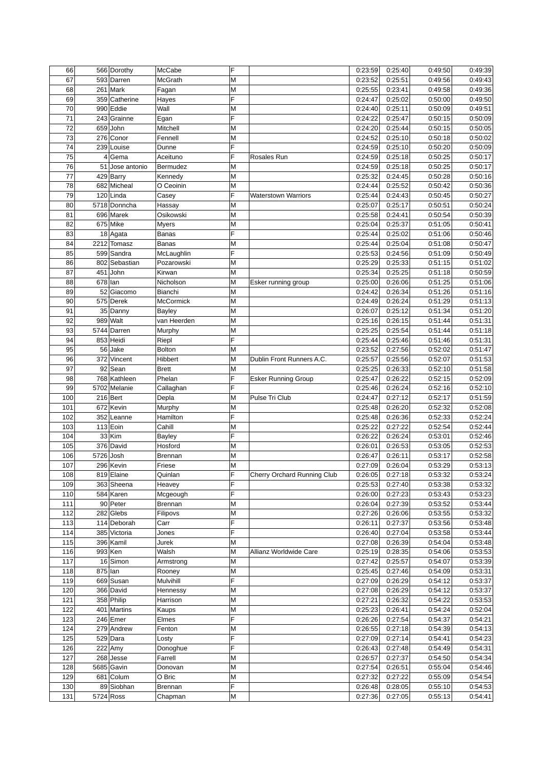| 66 | 566 | Dorothy | McCabe | F | | 0:23:59 | 0:25:40 | 0:49:50 | 0:49:39 |
|---|---|---|---|---|---|---|---|---|---|
| 67 | 593 | Darren | McGrath | M | | 0:23:52 | 0:25:51 | 0:49:56 | 0:49:43 |
| 68 | 261 | Mark | Fagan | M | | 0:25:55 | 0:23:41 | 0:49:58 | 0:49:36 |
| 69 | 359 | Catherine | Hayes | F | | 0:24:47 | 0:25:02 | 0:50:00 | 0:49:50 |
| 70 | 990 | Eddie | Wall | M | | 0:24:40 | 0:25:11 | 0:50:09 | 0:49:51 |
| 71 | 243 | Grainne | Egan | F | | 0:24:22 | 0:25:47 | 0:50:15 | 0:50:09 |
| 72 | 659 | John | Mitchell | M | | 0:24:20 | 0:25:44 | 0:50:15 | 0:50:05 |
| 73 | 276 | Conor | Fennell | M | | 0:24:52 | 0:25:10 | 0:50:18 | 0:50:02 |
| 74 | 239 | Louise | Dunne | F | | 0:24:59 | 0:25:10 | 0:50:20 | 0:50:09 |
| 75 | 4 | Gema | Aceituno | F | Rosales Run | 0:24:59 | 0:25:18 | 0:50:25 | 0:50:17 |
| 76 | 51 | Jose antonio | Bermudez | M | | 0:24:59 | 0:25:18 | 0:50:25 | 0:50:17 |
| 77 | 429 | Barry | Kennedy | M | | 0:25:32 | 0:24:45 | 0:50:28 | 0:50:16 |
| 78 | 682 | Micheal | O Ceoinin | M | | 0:24:44 | 0:25:52 | 0:50:42 | 0:50:36 |
| 79 | 120 | Linda | Casey | F | Waterstown Warriors | 0:25:44 | 0:24:43 | 0:50:45 | 0:50:27 |
| 80 | 5718 | Donncha | Hassay | M | | 0:25:07 | 0:25:17 | 0:50:51 | 0:50:24 |
| 81 | 696 | Marek | Osikowski | M | | 0:25:58 | 0:24:41 | 0:50:54 | 0:50:39 |
| 82 | 675 | Mike | Myers | M | | 0:25:04 | 0:25:37 | 0:51:05 | 0:50:41 |
| 83 | 18 | Agata | Banas | F | | 0:25:44 | 0:25:02 | 0:51:06 | 0:50:46 |
| 84 | 2212 | Tomasz | Banas | M | | 0:25:44 | 0:25:04 | 0:51:08 | 0:50:47 |
| 85 | 599 | Sandra | McLaughlin | F | | 0:25:53 | 0:24:56 | 0:51:09 | 0:50:49 |
| 86 | 802 | Sebastian | Pozarowski | M | | 0:25:29 | 0:25:33 | 0:51:15 | 0:51:02 |
| 87 | 451 | John | Kirwan | M | | 0:25:34 | 0:25:25 | 0:51:18 | 0:50:59 |
| 88 | 678 | Ian | Nicholson | M | Esker running group | 0:25:00 | 0:26:06 | 0:51:25 | 0:51:06 |
| 89 | 52 | Giacomo | Bianchi | M | | 0:24:42 | 0:26:34 | 0:51:26 | 0:51:16 |
| 90 | 575 | Derek | McCormick | M | | 0:24:49 | 0:26:24 | 0:51:29 | 0:51:13 |
| 91 | 35 | Danny | Bayley | M | | 0:26:07 | 0:25:12 | 0:51:34 | 0:51:20 |
| 92 | 989 | Walt | van Heerden | M | | 0:25:16 | 0:26:15 | 0:51:44 | 0:51:31 |
| 93 | 5744 | Darren | Murphy | M | | 0:25:25 | 0:25:54 | 0:51:44 | 0:51:18 |
| 94 | 853 | Heidi | Riepl | F | | 0:25:44 | 0:25:46 | 0:51:46 | 0:51:31 |
| 95 | 56 | Jake | Bolton | M | | 0:23:52 | 0:27:56 | 0:52:02 | 0:51:47 |
| 96 | 372 | Vincent | Hibbert | M | Dublin Front Runners A.C. | 0:25:57 | 0:25:56 | 0:52:07 | 0:51:53 |
| 97 | 92 | Sean | Brett | M | | 0:25:25 | 0:26:33 | 0:52:10 | 0:51:58 |
| 98 | 768 | Kathleen | Phelan | F | Esker Running Group | 0:25:47 | 0:26:22 | 0:52:15 | 0:52:09 |
| 99 | 5702 | Melanie | Callaghan | F | | 0:25:46 | 0:26:24 | 0:52:16 | 0:52:10 |
| 100 | 216 | Bert | Depla | M | Pulse Tri Club | 0:24:47 | 0:27:12 | 0:52:17 | 0:51:59 |
| 101 | 672 | Kevin | Murphy | M | | 0:25:48 | 0:26:20 | 0:52:32 | 0:52:08 |
| 102 | 352 | Leanne | Hamilton | F | | 0:25:48 | 0:26:36 | 0:52:33 | 0:52:24 |
| 103 | 113 | Eoin | Cahill | M | | 0:25:22 | 0:27:22 | 0:52:54 | 0:52:44 |
| 104 | 33 | Kim | Bayley | F | | 0:26:22 | 0:26:24 | 0:53:01 | 0:52:46 |
| 105 | 376 | David | Hosford | M | | 0:26:01 | 0:26:53 | 0:53:05 | 0:52:53 |
| 106 | 5726 | Josh | Brennan | M | | 0:26:47 | 0:26:11 | 0:53:17 | 0:52:58 |
| 107 | 296 | Kevin | Friese | M | | 0:27:09 | 0:26:04 | 0:53:29 | 0:53:13 |
| 108 | 819 | Elaine | Quinlan | F | Cherry Orchard Running Club | 0:26:05 | 0:27:18 | 0:53:32 | 0:53:24 |
| 109 | 363 | Sheena | Heavey | F | | 0:25:53 | 0:27:40 | 0:53:38 | 0:53:32 |
| 110 | 584 | Karen | Mcgeough | F | | 0:26:00 | 0:27:23 | 0:53:43 | 0:53:23 |
| 111 | 90 | Peter | Brennan | M | | 0:26:04 | 0:27:39 | 0:53:52 | 0:53:44 |
| 112 | 282 | Glebs | Filipovs | M | | 0:27:26 | 0:26:06 | 0:53:55 | 0:53:32 |
| 113 | 114 | Deborah | Carr | F | | 0:26:11 | 0:27:37 | 0:53:56 | 0:53:48 |
| 114 | 385 | Victoria | Jones | F | | 0:26:40 | 0:27:04 | 0:53:58 | 0:53:44 |
| 115 | 396 | Kamil | Jurek | M | | 0:27:08 | 0:26:39 | 0:54:04 | 0:53:48 |
| 116 | 993 | Ken | Walsh | M | Allianz Worldwide Care | 0:25:19 | 0:28:35 | 0:54:06 | 0:53:53 |
| 117 | 16 | Simon | Armstrong | M | | 0:27:42 | 0:25:57 | 0:54:07 | 0:53:39 |
| 118 | 875 | Ian | Rooney | M | | 0:25:45 | 0:27:46 | 0:54:09 | 0:53:31 |
| 119 | 669 | Susan | Mulvihill | F | | 0:27:09 | 0:26:29 | 0:54:12 | 0:53:37 |
| 120 | 366 | David | Hennessy | M | | 0:27:08 | 0:26:29 | 0:54:12 | 0:53:37 |
| 121 | 358 | Philip | Harrison | M | | 0:27:21 | 0:26:32 | 0:54:22 | 0:53:53 |
| 122 | 401 | Martins | Kaups | M | | 0:25:23 | 0:26:41 | 0:54:24 | 0:52:04 |
| 123 | 246 | Emer | Elmes | F | | 0:26:26 | 0:27:54 | 0:54:37 | 0:54:21 |
| 124 | 279 | Andrew | Fenton | M | | 0:26:55 | 0:27:18 | 0:54:39 | 0:54:13 |
| 125 | 529 | Dara | Losty | F | | 0:27:09 | 0:27:14 | 0:54:41 | 0:54:23 |
| 126 | 222 | Amy | Donoghue | F | | 0:26:43 | 0:27:48 | 0:54:49 | 0:54:31 |
| 127 | 268 | Jesse | Farrell | M | | 0:26:57 | 0:27:37 | 0:54:50 | 0:54:34 |
| 128 | 5685 | Gavin | Donovan | M | | 0:27:54 | 0:26:51 | 0:55:04 | 0:54:46 |
| 129 | 681 | Colum | O Bric | M | | 0:27:32 | 0:27:22 | 0:55:09 | 0:54:54 |
| 130 | 89 | Siobhan | Brennan | F | | 0:26:48 | 0:28:05 | 0:55:10 | 0:54:53 |
| 131 | 5724 | Ross | Chapman | M | | 0:27:36 | 0:27:05 | 0:55:13 | 0:54:41 |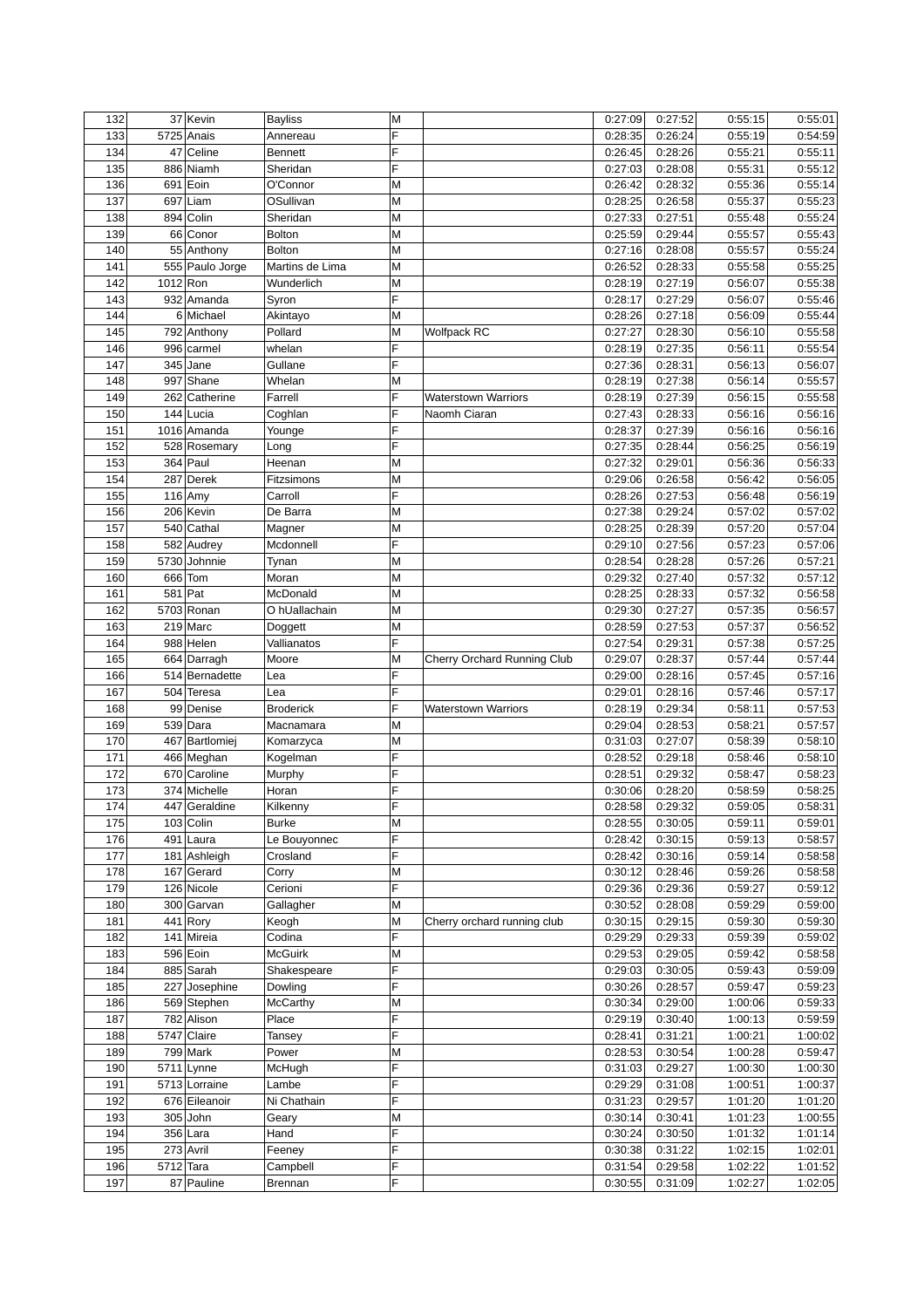| 132 | 37 | Kevin | Bayliss | M | | 0:27:09 | 0:27:52 | 0:55:15 | 0:55:01 |
|---|---|---|---|---|---|---|---|---|---|
| 133 | 5725 | Anais | Annereau | F | | 0:28:35 | 0:26:24 | 0:55:19 | 0:54:59 |
| 134 | 47 | Celine | Bennett | F | | 0:26:45 | 0:28:26 | 0:55:21 | 0:55:11 |
| 135 | 886 | Niamh | Sheridan | F | | 0:27:03 | 0:28:08 | 0:55:31 | 0:55:12 |
| 136 | 691 | Eoin | O'Connor | M | | 0:26:42 | 0:28:32 | 0:55:36 | 0:55:14 |
| 137 | 697 | Liam | OSullivan | M | | 0:28:25 | 0:26:58 | 0:55:37 | 0:55:23 |
| 138 | 894 | Colin | Sheridan | M | | 0:27:33 | 0:27:51 | 0:55:48 | 0:55:24 |
| 139 | 66 | Conor | Bolton | M | | 0:25:59 | 0:29:44 | 0:55:57 | 0:55:43 |
| 140 | 55 | Anthony | Bolton | M | | 0:27:16 | 0:28:08 | 0:55:57 | 0:55:24 |
| 141 | 555 | Paulo Jorge | Martins de Lima | M | | 0:26:52 | 0:28:33 | 0:55:58 | 0:55:25 |
| 142 | 1012 | Ron | Wunderlich | M | | 0:28:19 | 0:27:19 | 0:56:07 | 0:55:38 |
| 143 | 932 | Amanda | Syron | F | | 0:28:17 | 0:27:29 | 0:56:07 | 0:55:46 |
| 144 | 6 | Michael | Akintayo | M | | 0:28:26 | 0:27:18 | 0:56:09 | 0:55:44 |
| 145 | 792 | Anthony | Pollard | M | Wolfpack RC | 0:27:27 | 0:28:30 | 0:56:10 | 0:55:58 |
| 146 | 996 | carmel | whelan | F | | 0:28:19 | 0:27:35 | 0:56:11 | 0:55:54 |
| 147 | 345 | Jane | Gullane | F | | 0:27:36 | 0:28:31 | 0:56:13 | 0:56:07 |
| 148 | 997 | Shane | Whelan | M | | 0:28:19 | 0:27:38 | 0:56:14 | 0:55:57 |
| 149 | 262 | Catherine | Farrell | F | Waterstown Warriors | 0:28:19 | 0:27:39 | 0:56:15 | 0:55:58 |
| 150 | 144 | Lucia | Coghlan | F | Naomh Ciaran | 0:27:43 | 0:28:33 | 0:56:16 | 0:56:16 |
| 151 | 1016 | Amanda | Younge | F | | 0:28:37 | 0:27:39 | 0:56:16 | 0:56:16 |
| 152 | 528 | Rosemary | Long | F | | 0:27:35 | 0:28:44 | 0:56:25 | 0:56:19 |
| 153 | 364 | Paul | Heenan | M | | 0:27:32 | 0:29:01 | 0:56:36 | 0:56:33 |
| 154 | 287 | Derek | Fitzsimons | M | | 0:29:06 | 0:26:58 | 0:56:42 | 0:56:05 |
| 155 | 116 | Amy | Carroll | F | | 0:28:26 | 0:27:53 | 0:56:48 | 0:56:19 |
| 156 | 206 | Kevin | De Barra | M | | 0:27:38 | 0:29:24 | 0:57:02 | 0:57:02 |
| 157 | 540 | Cathal | Magner | M | | 0:28:25 | 0:28:39 | 0:57:20 | 0:57:04 |
| 158 | 582 | Audrey | Mcdonnell | F | | 0:29:10 | 0:27:56 | 0:57:23 | 0:57:06 |
| 159 | 5730 | Johnnie | Tynan | M | | 0:28:54 | 0:28:28 | 0:57:26 | 0:57:21 |
| 160 | 666 | Tom | Moran | M | | 0:29:32 | 0:27:40 | 0:57:32 | 0:57:12 |
| 161 | 581 | Pat | McDonald | M | | 0:28:25 | 0:28:33 | 0:57:32 | 0:56:58 |
| 162 | 5703 | Ronan | O hUallachain | M | | 0:29:30 | 0:27:27 | 0:57:35 | 0:56:57 |
| 163 | 219 | Marc | Doggett | M | | 0:28:59 | 0:27:53 | 0:57:37 | 0:56:52 |
| 164 | 988 | Helen | Vallianatos | F | | 0:27:54 | 0:29:31 | 0:57:38 | 0:57:25 |
| 165 | 664 | Darragh | Moore | M | Cherry Orchard Running Club | 0:29:07 | 0:28:37 | 0:57:44 | 0:57:44 |
| 166 | 514 | Bernadette | Lea | F | | 0:29:00 | 0:28:16 | 0:57:45 | 0:57:16 |
| 167 | 504 | Teresa | Lea | F | | 0:29:01 | 0:28:16 | 0:57:46 | 0:57:17 |
| 168 | 99 | Denise | Broderick | F | Waterstown Warriors | 0:28:19 | 0:29:34 | 0:58:11 | 0:57:53 |
| 169 | 539 | Dara | Macnamara | M | | 0:29:04 | 0:28:53 | 0:58:21 | 0:57:57 |
| 170 | 467 | Bartlomiej | Komarzyca | M | | 0:31:03 | 0:27:07 | 0:58:39 | 0:58:10 |
| 171 | 466 | Meghan | Kogelman | F | | 0:28:52 | 0:29:18 | 0:58:46 | 0:58:10 |
| 172 | 670 | Caroline | Murphy | F | | 0:28:51 | 0:29:32 | 0:58:47 | 0:58:23 |
| 173 | 374 | Michelle | Horan | F | | 0:30:06 | 0:28:20 | 0:58:59 | 0:58:25 |
| 174 | 447 | Geraldine | Kilkenny | F | | 0:28:58 | 0:29:32 | 0:59:05 | 0:58:31 |
| 175 | 103 | Colin | Burke | M | | 0:28:55 | 0:30:05 | 0:59:11 | 0:59:01 |
| 176 | 491 | Laura | Le Bouyonnec | F | | 0:28:42 | 0:30:15 | 0:59:13 | 0:58:57 |
| 177 | 181 | Ashleigh | Crosland | F | | 0:28:42 | 0:30:16 | 0:59:14 | 0:58:58 |
| 178 | 167 | Gerard | Corry | M | | 0:30:12 | 0:28:46 | 0:59:26 | 0:58:58 |
| 179 | 126 | Nicole | Cerioni | F | | 0:29:36 | 0:29:36 | 0:59:27 | 0:59:12 |
| 180 | 300 | Garvan | Gallagher | M | | 0:30:52 | 0:28:08 | 0:59:29 | 0:59:00 |
| 181 | 441 | Rory | Keogh | M | Cherry orchard running club | 0:30:15 | 0:29:15 | 0:59:30 | 0:59:30 |
| 182 | 141 | Mireia | Codina | F | | 0:29:29 | 0:29:33 | 0:59:39 | 0:59:02 |
| 183 | 596 | Eoin | McGuirk | M | | 0:29:53 | 0:29:05 | 0:59:42 | 0:58:58 |
| 184 | 885 | Sarah | Shakespeare | F | | 0:29:03 | 0:30:05 | 0:59:43 | 0:59:09 |
| 185 | 227 | Josephine | Dowling | F | | 0:30:26 | 0:28:57 | 0:59:47 | 0:59:23 |
| 186 | 569 | Stephen | McCarthy | M | | 0:30:34 | 0:29:00 | 1:00:06 | 0:59:33 |
| 187 | 782 | Alison | Place | F | | 0:29:19 | 0:30:40 | 1:00:13 | 0:59:59 |
| 188 | 5747 | Claire | Tansey | F | | 0:28:41 | 0:31:21 | 1:00:21 | 1:00:02 |
| 189 | 799 | Mark | Power | M | | 0:28:53 | 0:30:54 | 1:00:28 | 0:59:47 |
| 190 | 5711 | Lynne | McHugh | F | | 0:31:03 | 0:29:27 | 1:00:30 | 1:00:30 |
| 191 | 5713 | Lorraine | Lambe | F | | 0:29:29 | 0:31:08 | 1:00:51 | 1:00:37 |
| 192 | 676 | Eileanoir | Ni Chathain | F | | 0:31:23 | 0:29:57 | 1:01:20 | 1:01:20 |
| 193 | 305 | John | Geary | M | | 0:30:14 | 0:30:41 | 1:01:23 | 1:00:55 |
| 194 | 356 | Lara | Hand | F | | 0:30:24 | 0:30:50 | 1:01:32 | 1:01:14 |
| 195 | 273 | Avril | Feeney | F | | 0:30:38 | 0:31:22 | 1:02:15 | 1:02:01 |
| 196 | 5712 | Tara | Campbell | F | | 0:31:54 | 0:29:58 | 1:02:22 | 1:01:52 |
| 197 | 87 | Pauline | Brennan | F | | 0:30:55 | 0:31:09 | 1:02:27 | 1:02:05 |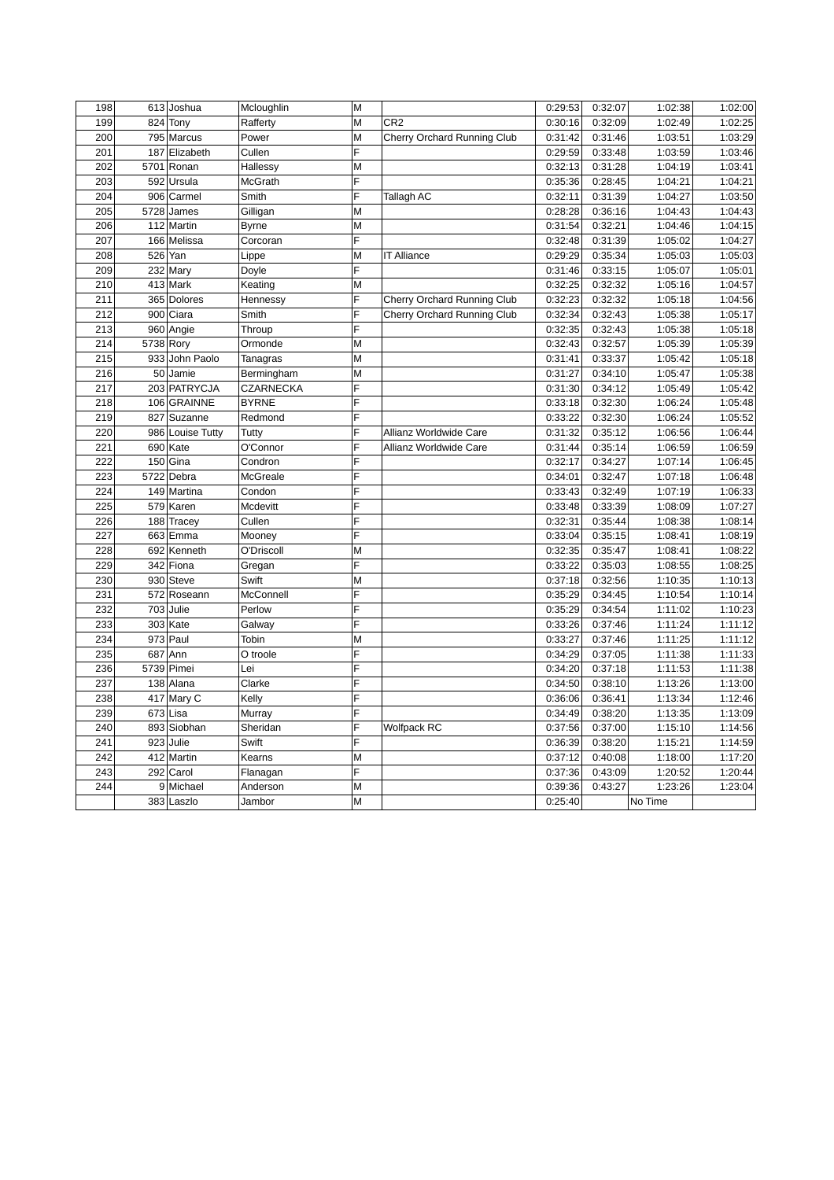| | | | | | | | | | |
|---|---|---|---|---|---|---|---|---|---|
| 198 | 613 | Joshua | Mcloughlin | M | | 0:29:53 | 0:32:07 | 1:02:38 | 1:02:00 |
| 199 | 824 | Tony | Rafferty | M | CR2 | 0:30:16 | 0:32:09 | 1:02:49 | 1:02:25 |
| 200 | 795 | Marcus | Power | M | Cherry Orchard Running Club | 0:31:42 | 0:31:46 | 1:03:51 | 1:03:29 |
| 201 | 187 | Elizabeth | Cullen | F | | 0:29:59 | 0:33:48 | 1:03:59 | 1:03:46 |
| 202 | 5701 | Ronan | Hallessy | M | | 0:32:13 | 0:31:28 | 1:04:19 | 1:03:41 |
| 203 | 592 | Ursula | McGrath | F | | 0:35:36 | 0:28:45 | 1:04:21 | 1:04:21 |
| 204 | 906 | Carmel | Smith | F | Tallagh AC | 0:32:11 | 0:31:39 | 1:04:27 | 1:03:50 |
| 205 | 5728 | James | Gilligan | M | | 0:28:28 | 0:36:16 | 1:04:43 | 1:04:43 |
| 206 | 112 | Martin | Byrne | M | | 0:31:54 | 0:32:21 | 1:04:46 | 1:04:15 |
| 207 | 166 | Melissa | Corcoran | F | | 0:32:48 | 0:31:39 | 1:05:02 | 1:04:27 |
| 208 | 526 | Yan | Lippe | M | IT Alliance | 0:29:29 | 0:35:34 | 1:05:03 | 1:05:03 |
| 209 | 232 | Mary | Doyle | F | | 0:31:46 | 0:33:15 | 1:05:07 | 1:05:01 |
| 210 | 413 | Mark | Keating | M | | 0:32:25 | 0:32:32 | 1:05:16 | 1:04:57 |
| 211 | 365 | Dolores | Hennessy | F | Cherry Orchard Running Club | 0:32:23 | 0:32:32 | 1:05:18 | 1:04:56 |
| 212 | 900 | Ciara | Smith | F | Cherry Orchard Running Club | 0:32:34 | 0:32:43 | 1:05:38 | 1:05:17 |
| 213 | 960 | Angie | Throup | F | | 0:32:35 | 0:32:43 | 1:05:38 | 1:05:18 |
| 214 | 5738 | Rory | Ormonde | M | | 0:32:43 | 0:32:57 | 1:05:39 | 1:05:39 |
| 215 | 933 | John Paolo | Tanagras | M | | 0:31:41 | 0:33:37 | 1:05:42 | 1:05:18 |
| 216 | 50 | Jamie | Bermingham | M | | 0:31:27 | 0:34:10 | 1:05:47 | 1:05:38 |
| 217 | 203 | PATRYCJA | CZARNECKA | F | | 0:31:30 | 0:34:12 | 1:05:49 | 1:05:42 |
| 218 | 106 | GRAINNE | BYRNE | F | | 0:33:18 | 0:32:30 | 1:06:24 | 1:05:48 |
| 219 | 827 | Suzanne | Redmond | F | | 0:33:22 | 0:32:30 | 1:06:24 | 1:05:52 |
| 220 | 986 | Louise Tutty | Tutty | F | Allianz Worldwide Care | 0:31:32 | 0:35:12 | 1:06:56 | 1:06:44 |
| 221 | 690 | Kate | O'Connor | F | Allianz Worldwide Care | 0:31:44 | 0:35:14 | 1:06:59 | 1:06:59 |
| 222 | 150 | Gina | Condron | F | | 0:32:17 | 0:34:27 | 1:07:14 | 1:06:45 |
| 223 | 5722 | Debra | McGreale | F | | 0:34:01 | 0:32:47 | 1:07:18 | 1:06:48 |
| 224 | 149 | Martina | Condon | F | | 0:33:43 | 0:32:49 | 1:07:19 | 1:06:33 |
| 225 | 579 | Karen | Mcdevitt | F | | 0:33:48 | 0:33:39 | 1:08:09 | 1:07:27 |
| 226 | 188 | Tracey | Cullen | F | | 0:32:31 | 0:35:44 | 1:08:38 | 1:08:14 |
| 227 | 663 | Emma | Mooney | F | | 0:33:04 | 0:35:15 | 1:08:41 | 1:08:19 |
| 228 | 692 | Kenneth | O'Driscoll | M | | 0:32:35 | 0:35:47 | 1:08:41 | 1:08:22 |
| 229 | 342 | Fiona | Gregan | F | | 0:33:22 | 0:35:03 | 1:08:55 | 1:08:25 |
| 230 | 930 | Steve | Swift | M | | 0:37:18 | 0:32:56 | 1:10:35 | 1:10:13 |
| 231 | 572 | Roseann | McConnell | F | | 0:35:29 | 0:34:45 | 1:10:54 | 1:10:14 |
| 232 | 703 | Julie | Perlow | F | | 0:35:29 | 0:34:54 | 1:11:02 | 1:10:23 |
| 233 | 303 | Kate | Galway | F | | 0:33:26 | 0:37:46 | 1:11:24 | 1:11:12 |
| 234 | 973 | Paul | Tobin | M | | 0:33:27 | 0:37:46 | 1:11:25 | 1:11:12 |
| 235 | 687 | Ann | O troole | F | | 0:34:29 | 0:37:05 | 1:11:38 | 1:11:33 |
| 236 | 5739 | Pimei | Lei | F | | 0:34:20 | 0:37:18 | 1:11:53 | 1:11:38 |
| 237 | 138 | Alana | Clarke | F | | 0:34:50 | 0:38:10 | 1:13:26 | 1:13:00 |
| 238 | 417 | Mary C | Kelly | F | | 0:36:06 | 0:36:41 | 1:13:34 | 1:12:46 |
| 239 | 673 | Lisa | Murray | F | | 0:34:49 | 0:38:20 | 1:13:35 | 1:13:09 |
| 240 | 893 | Siobhan | Sheridan | F | Wolfpack RC | 0:37:56 | 0:37:00 | 1:15:10 | 1:14:56 |
| 241 | 923 | Julie | Swift | F | | 0:36:39 | 0:38:20 | 1:15:21 | 1:14:59 |
| 242 | 412 | Martin | Kearns | M | | 0:37:12 | 0:40:08 | 1:18:00 | 1:17:20 |
| 243 | 292 | Carol | Flanagan | F | | 0:37:36 | 0:43:09 | 1:20:52 | 1:20:44 |
| 244 | 9 | Michael | Anderson | M | | 0:39:36 | 0:43:27 | 1:23:26 | 1:23:04 |
| | 383 | Laszlo | Jambor | M | | 0:25:40 | | No Time | |